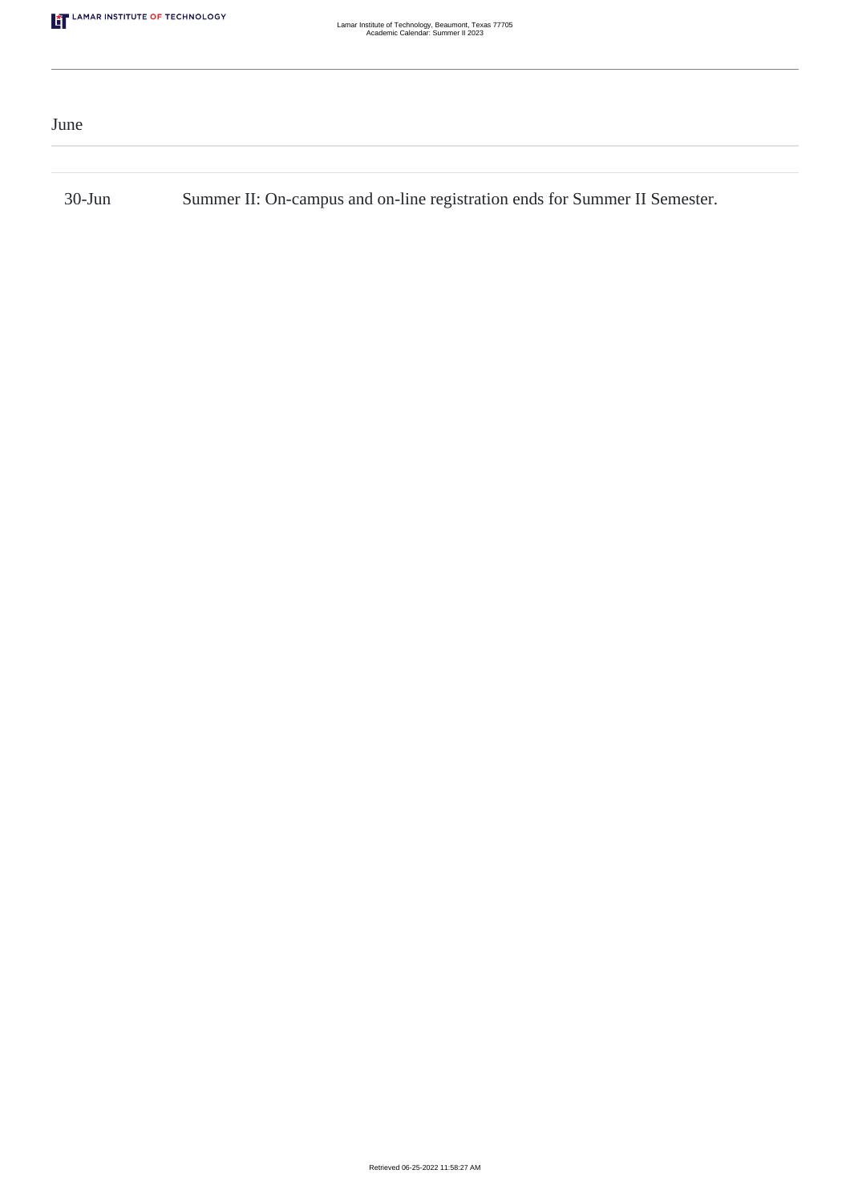## June

| | |
|---|---|
| 30-Jun | Summer II: On-campus and on-line registration ends for Summer II Semester. |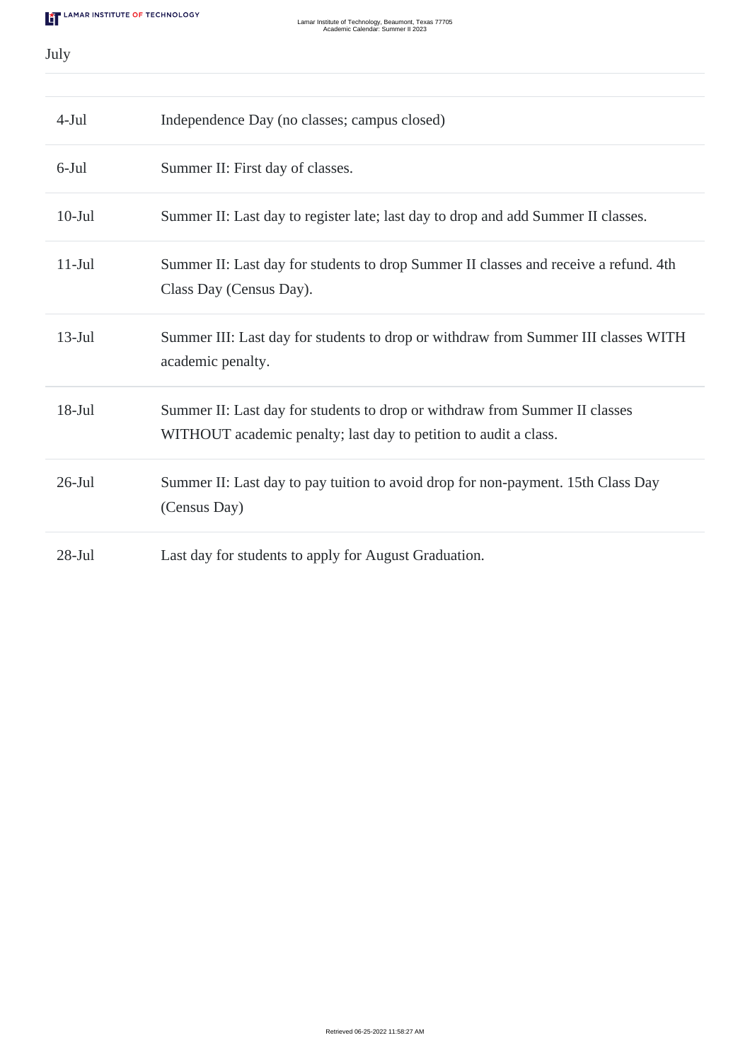## July

| | |
|---|---|
| 4-Jul | Independence Day (no classes; campus closed) |
| 6-Jul | Summer II: First day of classes. |
| 10-Jul | Summer II: Last day to register late; last day to drop and add Summer II classes. |
| 11-Jul | Summer II: Last day for students to drop Summer II classes and receive a refund. 4th Class Day (Census Day). |
| 13-Jul | Summer III: Last day for students to drop or withdraw from Summer III classes WITH academic penalty. |
| 18-Jul | Summer II: Last day for students to drop or withdraw from Summer II classes WITHOUT academic penalty; last day to petition to audit a class. |
| 26-Jul | Summer II: Last day to pay tuition to avoid drop for non-payment. 15th Class Day (Census Day) |
| 28-Jul | Last day for students to apply for August Graduation. |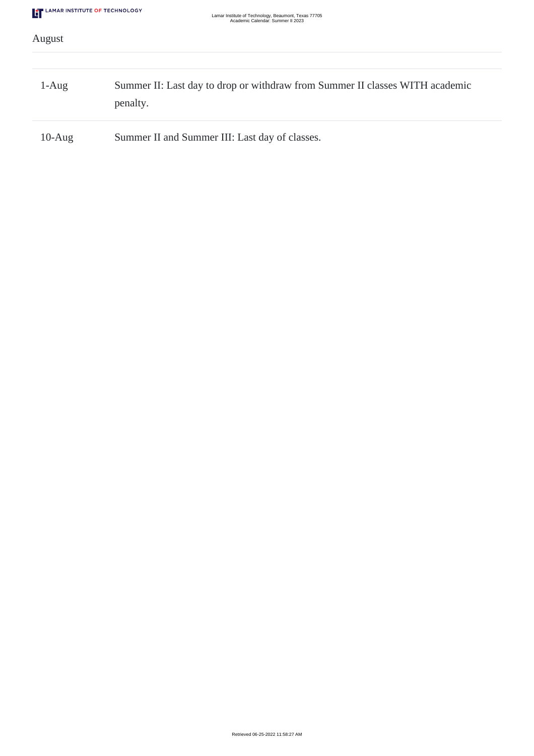## August

| | |
|---|---|
| 1-Aug | Summer II: Last day to drop or withdraw from Summer II classes WITH academic penalty. |
| 10-Aug | Summer II and Summer III: Last day of classes. |